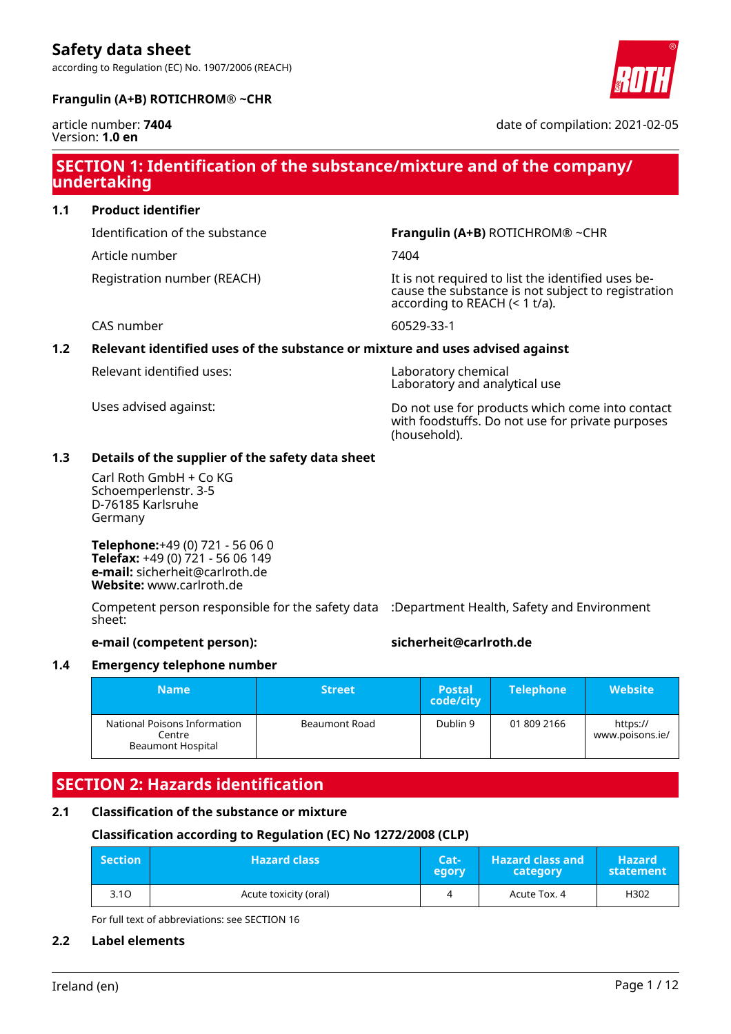# Safety data sheet

according to Regulation (EC) No. 1907/2006 (REACH)

**Frangulin (A+B) ROTICHROM® ~CHR**

article number: **7404**
Version: **1.0 en**

date of compilation: 2021-02-05

## SECTION 1: Identification of the substance/mixture and of the company/undertaking

### 1.1 Product identifier

| | |
|---|---|
| Identification of the substance | **Frangulin (A+B)** ROTICHROM® ~CHR |
| Article number | 7404 |
| Registration number (REACH) | It is not required to list the identified uses because the substance is not subject to registration according to REACH (< 1 t/a). |
| CAS number | 60529-33-1 |

### 1.2 Relevant identified uses of the substance or mixture and uses advised against

| | |
|---|---|
| Relevant identified uses: | Laboratory chemical<br>Laboratory and analytical use |
| Uses advised against: | Do not use for products which come into contact with foodstuffs. Do not use for private purposes (household). |

### 1.3 Details of the supplier of the safety data sheet

Carl Roth GmbH + Co KG
Schoemperlenstr. 3-5
D-76185 Karlsruhe
Germany

**Telephone:**+49 (0) 721 - 56 06 0
**Telefax:** +49 (0) 721 - 56 06 149
**e-mail:** sicherheit@carlroth.de
**Website:** www.carlroth.de

Competent person responsible for the safety data sheet: :Department Health, Safety and Environment

**e-mail (competent person):** **sicherheit@carlroth.de**

### 1.4 Emergency telephone number

| Name | Street | Postal code/city | Telephone | Website |
|---|---|---|---|---|
| National Poisons Information Centre<br>Beaumont Hospital | Beaumont Road | Dublin 9 | 01 809 2166 | https://www.poisons.ie/ |

## SECTION 2: Hazards identification

### 2.1 Classification of the substance or mixture

**Classification according to Regulation (EC) No 1272/2008 (CLP)**

| Section | Hazard class | Category | Hazard class and category | Hazard statement |
|---|---|---|---|---|
| 3.1O | Acute toxicity (oral) | 4 | Acute Tox. 4 | H302 |

For full text of abbreviations: see SECTION 16

### 2.2 Label elements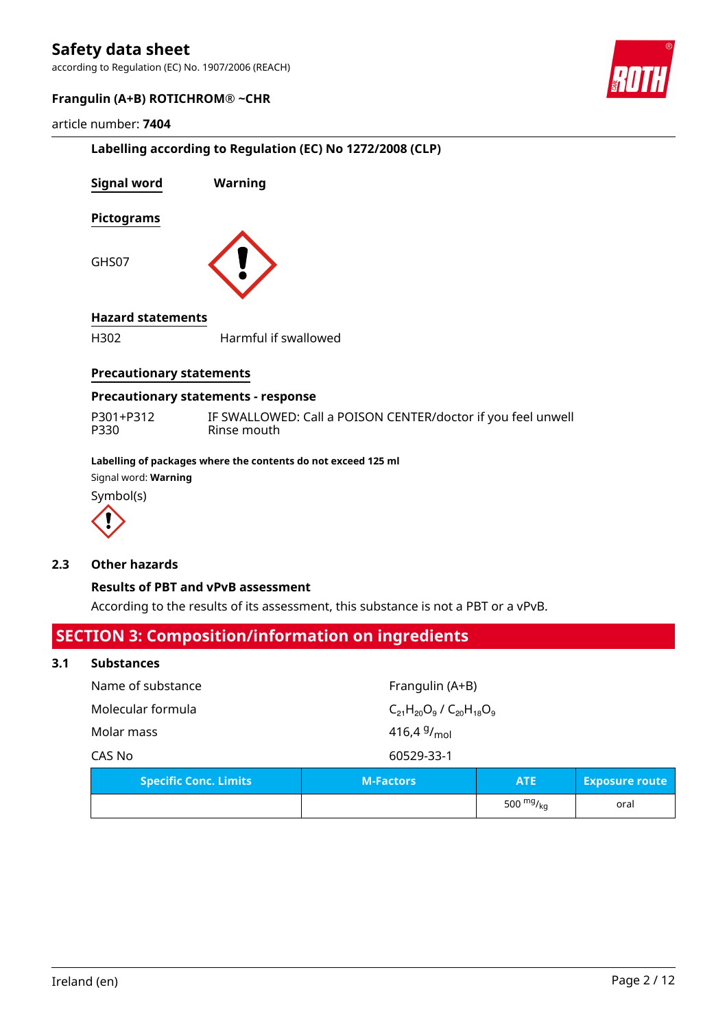### Labelling according to Regulation (EC) No 1272/2008 (CLP)

**Signal word** **Warning**

**Pictograms**

GHS07

**Hazard statements**

H302 Harmful if swallowed

**Precautionary statements**

**Precautionary statements - response**

P301+P312 IF SWALLOWED: Call a POISON CENTER/doctor if you feel unwell
P330 Rinse mouth

**Labelling of packages where the contents do not exceed 125 ml**

Signal word: **Warning**

Symbol(s)

## 2.3 Other hazards

**Results of PBT and vPvB assessment**

According to the results of its assessment, this substance is not a PBT or a vPvB.

# SECTION 3: Composition/information on ingredients

## 3.1 Substances

| | |
|---|---|
| Name of substance | Frangulin (A+B) |
| Molecular formula | $C_{21}H_{20}O_9$ / $C_{20}H_{18}O_9$ |
| Molar mass | 416,4 $^{g}/_{mol}$ |
| CAS No | 60529-33-1 |

| Specific Conc. Limits | M-Factors | ATE | Exposure route |
|---|---|---|---|
| | | 500 $^{mg}/_{kg}$ | oral |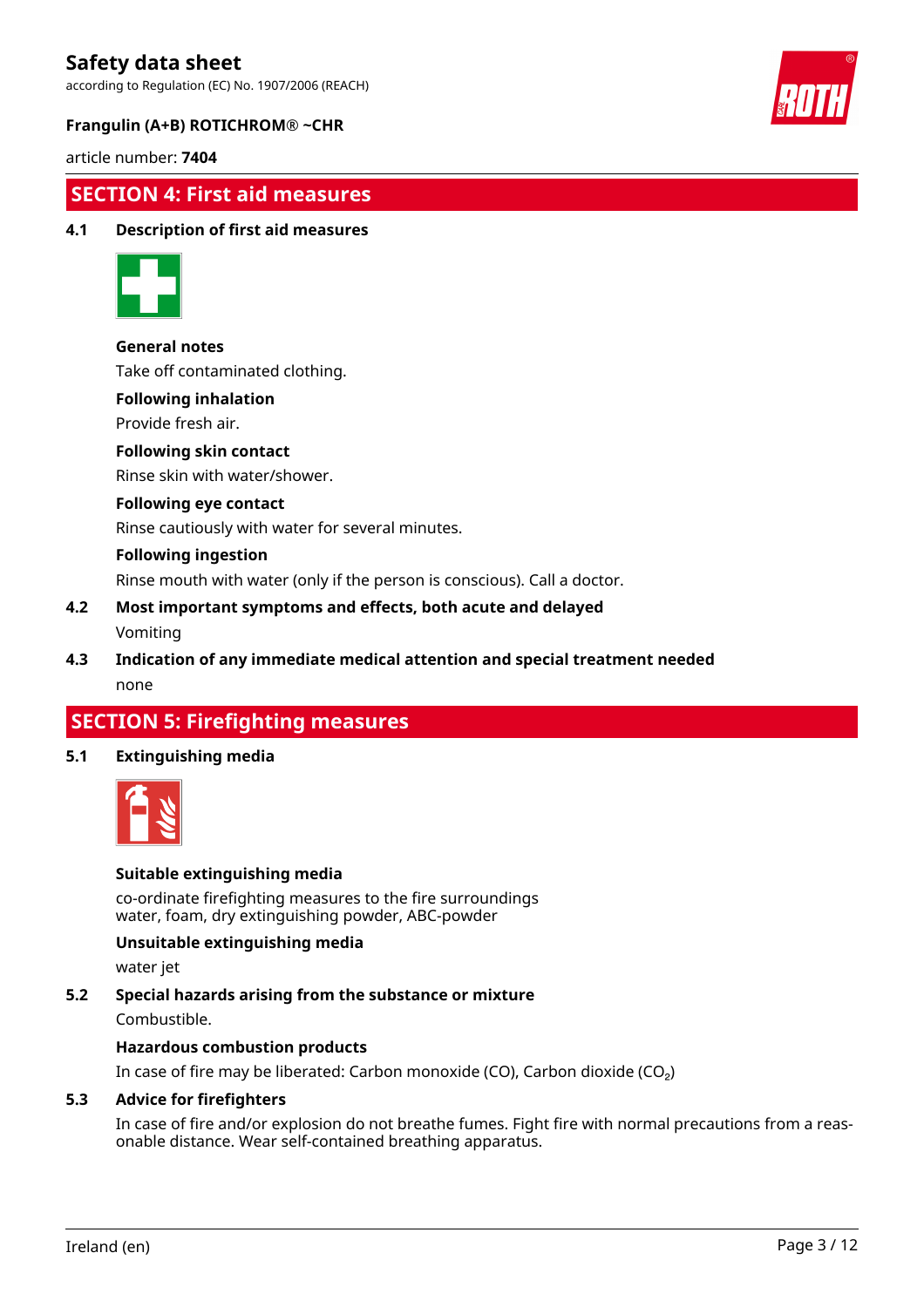## SECTION 4: First aid measures

### 4.1 Description of first aid measures

**General notes**

Take off contaminated clothing.

**Following inhalation**

Provide fresh air.

**Following skin contact**

Rinse skin with water/shower.

**Following eye contact**

Rinse cautiously with water for several minutes.

**Following ingestion**

Rinse mouth with water (only if the person is conscious). Call a doctor.

### 4.2 Most important symptoms and effects, both acute and delayed

Vomiting

### 4.3 Indication of any immediate medical attention and special treatment needed

none

## SECTION 5: Firefighting measures

### 5.1 Extinguishing media

**Suitable extinguishing media**

co-ordinate firefighting measures to the fire surroundings
water, foam, dry extinguishing powder, ABC-powder

**Unsuitable extinguishing media**

water jet

### 5.2 Special hazards arising from the substance or mixture

Combustible.

**Hazardous combustion products**

In case of fire may be liberated: Carbon monoxide (CO), Carbon dioxide ($CO_2$)

### 5.3 Advice for firefighters

In case of fire and/or explosion do not breathe fumes. Fight fire with normal precautions from a reasonable distance. Wear self-contained breathing apparatus.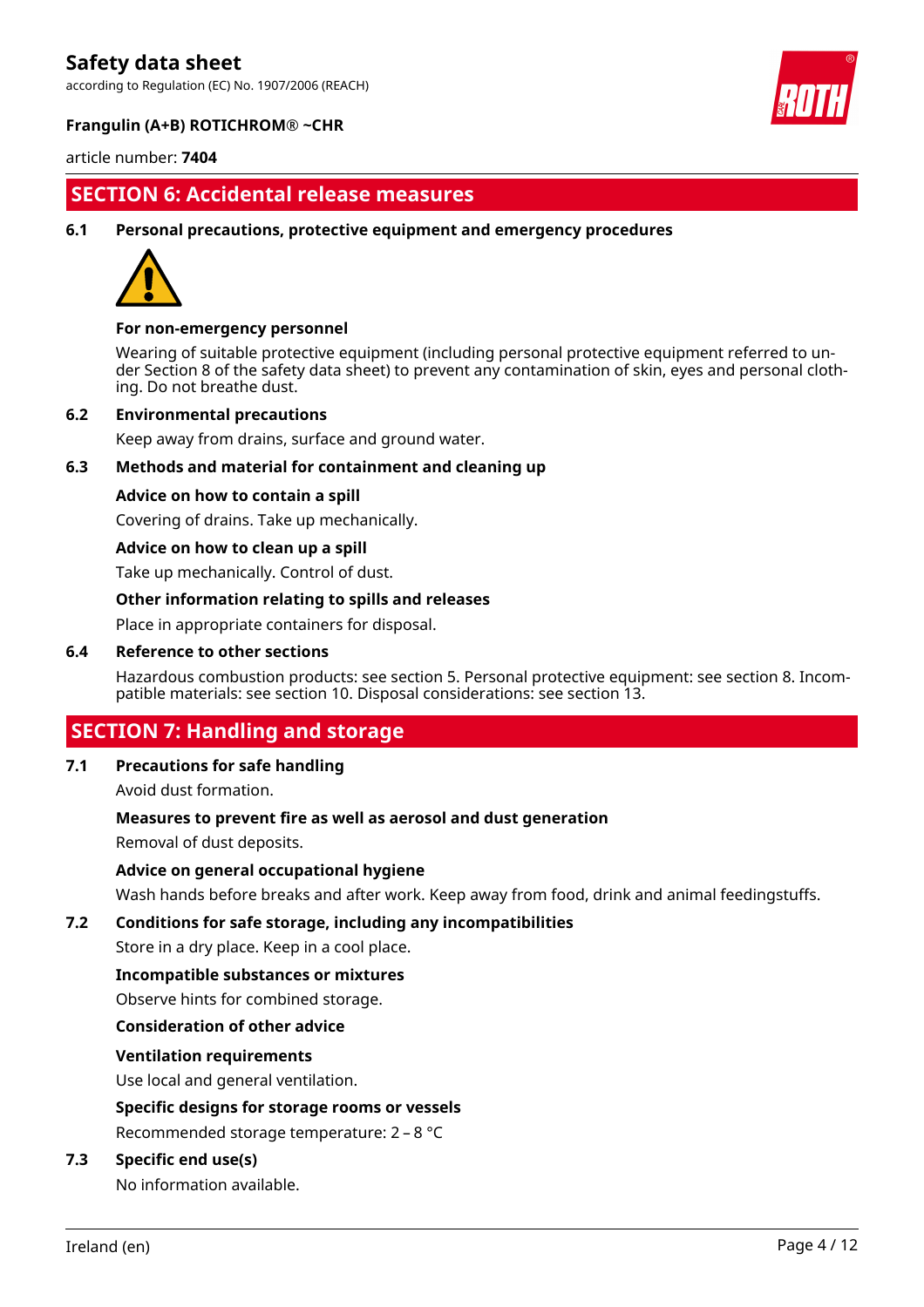## SECTION 6: Accidental release measures

### 6.1 Personal precautions, protective equipment and emergency procedures

**For non-emergency personnel**

Wearing of suitable protective equipment (including personal protective equipment referred to under Section 8 of the safety data sheet) to prevent any contamination of skin, eyes and personal clothing. Do not breathe dust.

### 6.2 Environmental precautions

Keep away from drains, surface and ground water.

### 6.3 Methods and material for containment and cleaning up

**Advice on how to contain a spill**

Covering of drains. Take up mechanically.

**Advice on how to clean up a spill**

Take up mechanically. Control of dust.

**Other information relating to spills and releases**

Place in appropriate containers for disposal.

### 6.4 Reference to other sections

Hazardous combustion products: see section 5. Personal protective equipment: see section 8. Incompatible materials: see section 10. Disposal considerations: see section 13.

## SECTION 7: Handling and storage

### 7.1 Precautions for safe handling

Avoid dust formation.

**Measures to prevent fire as well as aerosol and dust generation**

Removal of dust deposits.

**Advice on general occupational hygiene**

Wash hands before breaks and after work. Keep away from food, drink and animal feedingstuffs.

### 7.2 Conditions for safe storage, including any incompatibilities

Store in a dry place. Keep in a cool place.

**Incompatible substances or mixtures**

Observe hints for combined storage.

**Consideration of other advice**

**Ventilation requirements**

Use local and general ventilation.

**Specific designs for storage rooms or vessels**

Recommended storage temperature: 2 – 8 °C

### 7.3 Specific end use(s)

No information available.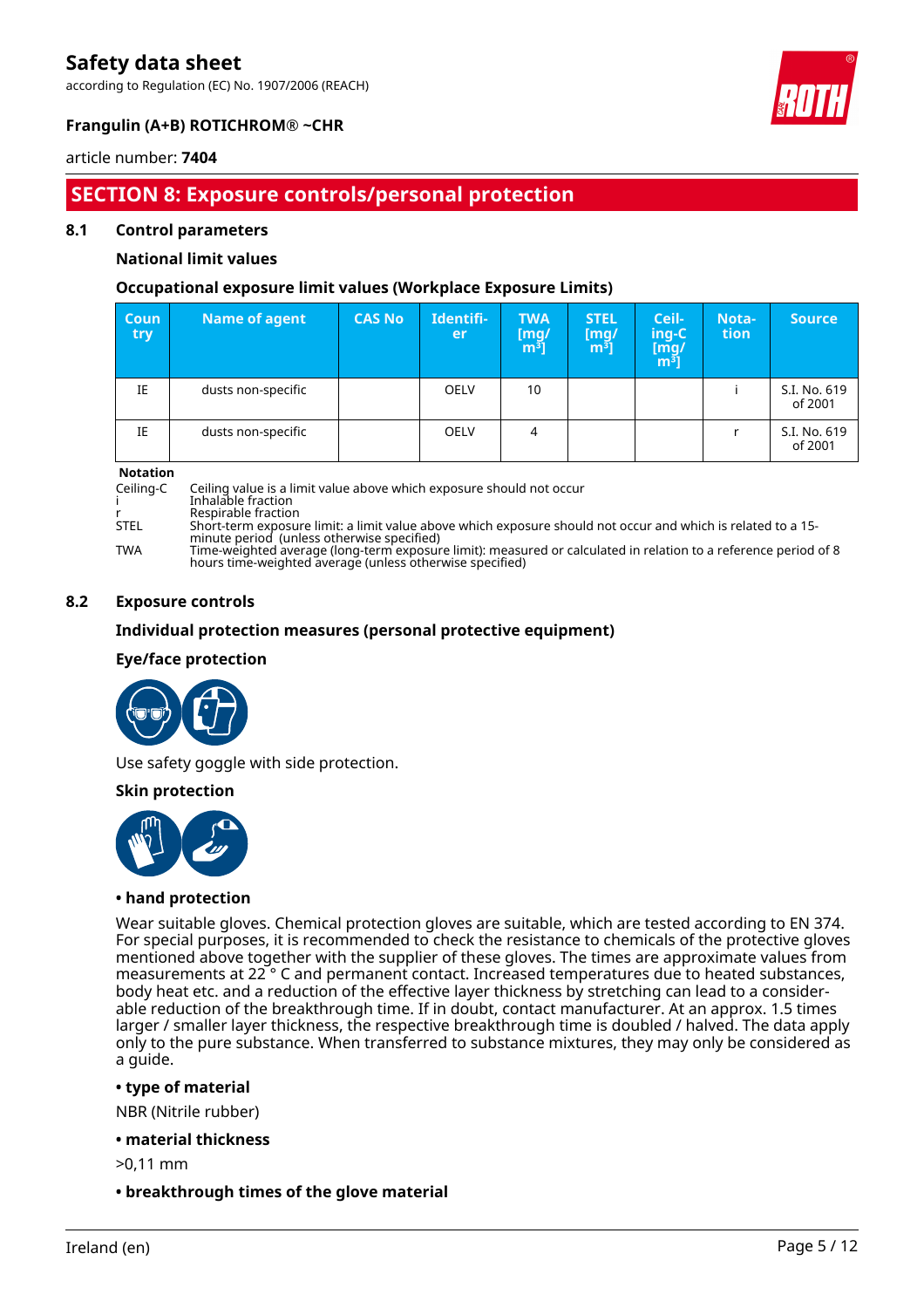## SECTION 8: Exposure controls/personal protection

### 8.1 Control parameters

**National limit values**

**Occupational exposure limit values (Workplace Exposure Limits)**

| Country | Name of agent | CAS No | Identifier | TWA [mg/m³] | STEL [mg/m³] | Ceiling-C [mg/m³] | Notation | Source |
|---|---|---|---|---|---|---|---|---|
| IE | dusts non-specific | | OELV | 10 | | | i | S.I. No. 619 of 2001 |
| IE | dusts non-specific | | OELV | 4 | | | r | S.I. No. 619 of 2001 |

**Notation**

| | |
|---|---|
| Ceiling-C | Ceiling value is a limit value above which exposure should not occur |
| i | Inhalable fraction |
| r | Respirable fraction |
| STEL | Short-term exposure limit: a limit value above which exposure should not occur and which is related to a 15-minute period (unless otherwise specified) |
| TWA | Time-weighted average (long-term exposure limit): measured or calculated in relation to a reference period of 8 hours time-weighted average (unless otherwise specified) |

### 8.2 Exposure controls

**Individual protection measures (personal protective equipment)**

**Eye/face protection**

Use safety goggle with side protection.

**Skin protection**

**• hand protection**

Wear suitable gloves. Chemical protection gloves are suitable, which are tested according to EN 374. For special purposes, it is recommended to check the resistance to chemicals of the protective gloves mentioned above together with the supplier of these gloves. The times are approximate values from measurements at 22 ° C and permanent contact. Increased temperatures due to heated substances, body heat etc. and a reduction of the effective layer thickness by stretching can lead to a considerable reduction of the breakthrough time. If in doubt, contact manufacturer. At an approx. 1.5 times larger / smaller layer thickness, the respective breakthrough time is doubled / halved. The data apply only to the pure substance. When transferred to substance mixtures, they may only be considered as a guide.

**• type of material**

NBR (Nitrile rubber)

**• material thickness**

>0,11 mm

**• breakthrough times of the glove material**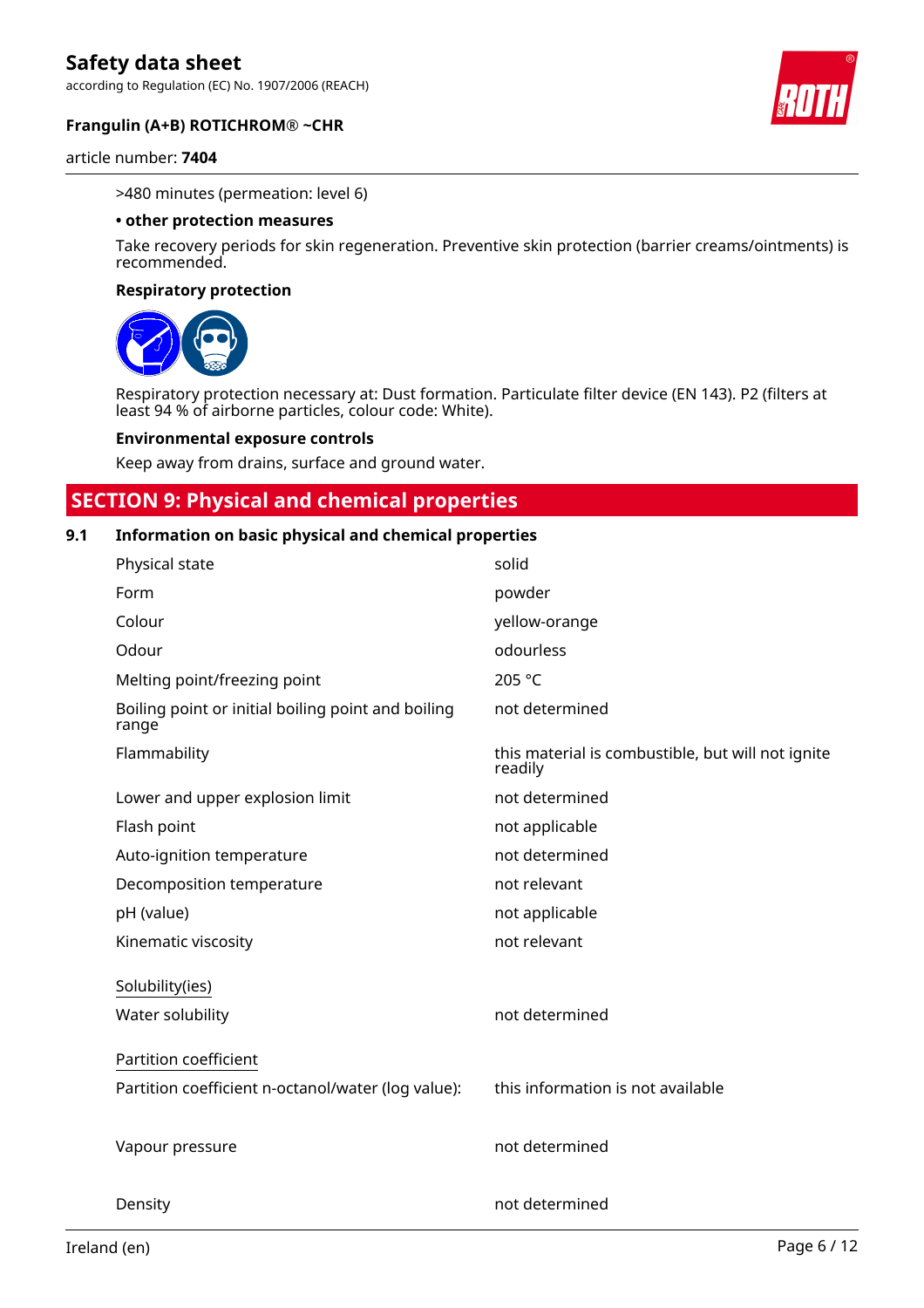>480 minutes (permeation: level 6)

**• other protection measures**

Take recovery periods for skin regeneration. Preventive skin protection (barrier creams/ointments) is recommended.

**Respiratory protection**

Respiratory protection necessary at: Dust formation. Particulate filter device (EN 143). P2 (filters at least 94 % of airborne particles, colour code: White).

**Environmental exposure controls**

Keep away from drains, surface and ground water.

## SECTION 9: Physical and chemical properties

### 9.1 Information on basic physical and chemical properties

| | |
|---|---|
| Physical state | solid |
| Form | powder |
| Colour | yellow-orange |
| Odour | odourless |
| Melting point/freezing point | 205 °C |
| Boiling point or initial boiling point and boiling range | not determined |
| Flammability | this material is combustible, but will not ignite readily |
| Lower and upper explosion limit | not determined |
| Flash point | not applicable |
| Auto-ignition temperature | not determined |
| Decomposition temperature | not relevant |
| pH (value) | not applicable |
| Kinematic viscosity | not relevant |

Solubility(ies)

| | |
|---|---|
| Water solubility | not determined |

Partition coefficient

| | |
|---|---|
| Partition coefficient n-octanol/water (log value): | this information is not available |
| Vapour pressure | not determined |
| Density | not determined |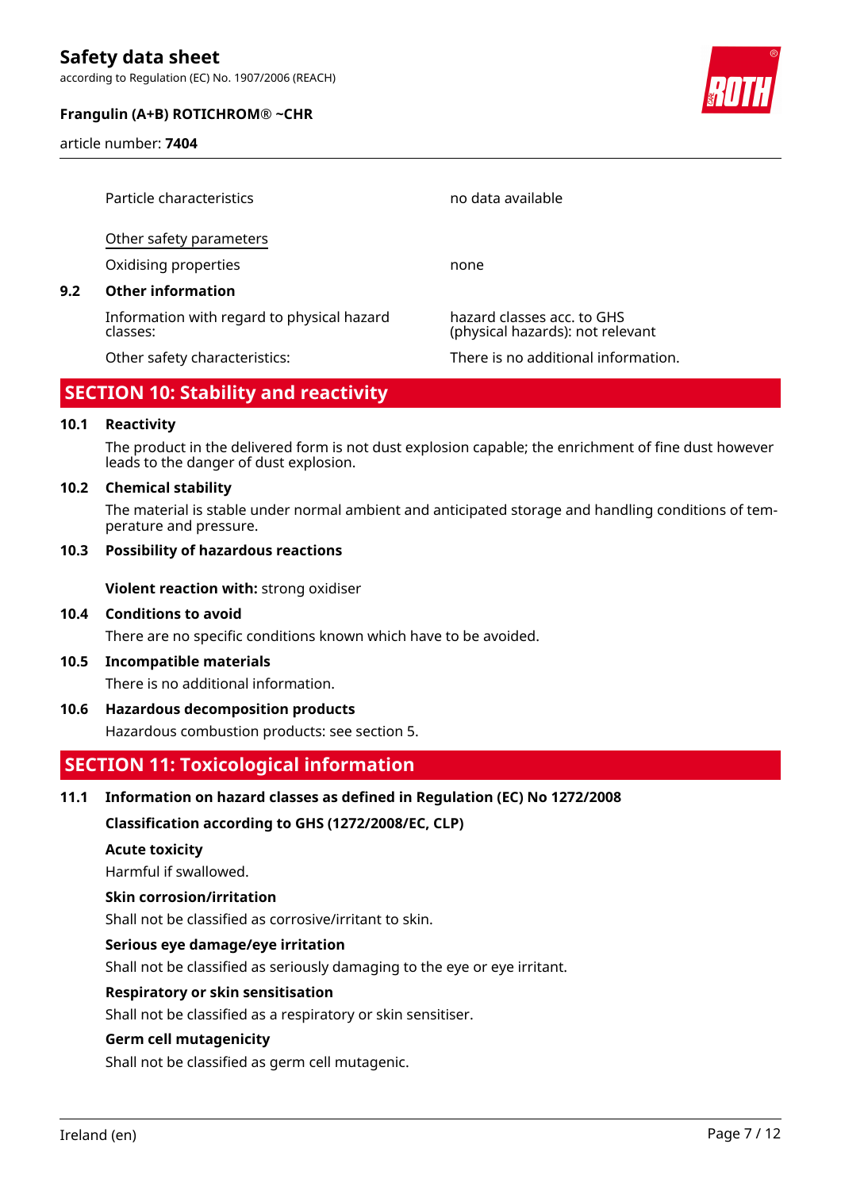| | |
|---|---|
| Particle characteristics | no data available |

Other safety parameters

| | |
|---|---|
| Oxidising properties | none |

**9.2 Other information**

| | |
|---|---|
| Information with regard to physical hazard classes: | hazard classes acc. to GHS (physical hazards): not relevant |
| Other safety characteristics: | There is no additional information. |

## SECTION 10: Stability and reactivity

**10.1 Reactivity**

The product in the delivered form is not dust explosion capable; the enrichment of fine dust however leads to the danger of dust explosion.

**10.2 Chemical stability**

The material is stable under normal ambient and anticipated storage and handling conditions of temperature and pressure.

**10.3 Possibility of hazardous reactions**

**Violent reaction with:** strong oxidiser

**10.4 Conditions to avoid**

There are no specific conditions known which have to be avoided.

**10.5 Incompatible materials**

There is no additional information.

**10.6 Hazardous decomposition products**

Hazardous combustion products: see section 5.

## SECTION 11: Toxicological information

**11.1 Information on hazard classes as defined in Regulation (EC) No 1272/2008**

**Classification according to GHS (1272/2008/EC, CLP)**

**Acute toxicity**

Harmful if swallowed.

**Skin corrosion/irritation**

Shall not be classified as corrosive/irritant to skin.

**Serious eye damage/eye irritation**

Shall not be classified as seriously damaging to the eye or eye irritant.

**Respiratory or skin sensitisation**

Shall not be classified as a respiratory or skin sensitiser.

**Germ cell mutagenicity**

Shall not be classified as germ cell mutagenic.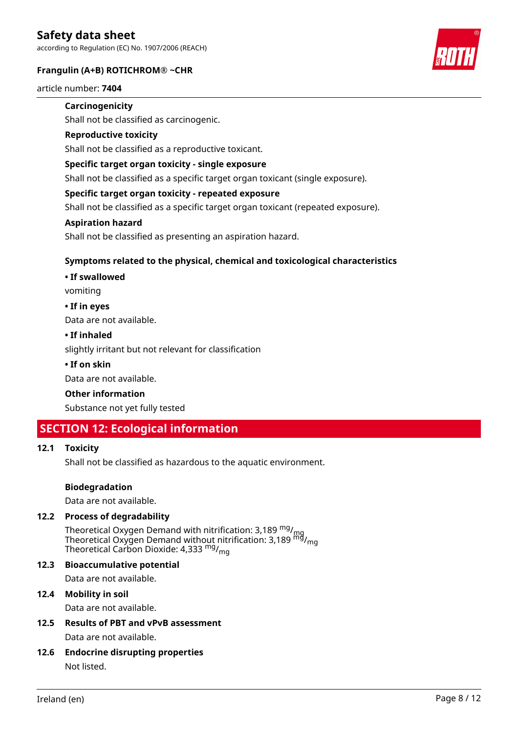**Carcinogenicity**

Shall not be classified as carcinogenic.

**Reproductive toxicity**

Shall not be classified as a reproductive toxicant.

**Specific target organ toxicity - single exposure**

Shall not be classified as a specific target organ toxicant (single exposure).

**Specific target organ toxicity - repeated exposure**

Shall not be classified as a specific target organ toxicant (repeated exposure).

**Aspiration hazard**

Shall not be classified as presenting an aspiration hazard.

**Symptoms related to the physical, chemical and toxicological characteristics**

**• If swallowed**

vomiting

**• If in eyes**

Data are not available.

**• If inhaled**

slightly irritant but not relevant for classification

**• If on skin**

Data are not available.

**Other information**

Substance not yet fully tested

## SECTION 12: Ecological information

### 12.1 Toxicity

Shall not be classified as hazardous to the aquatic environment.

**Biodegradation**

Data are not available.

### 12.2 Process of degradability

Theoretical Oxygen Demand with nitrification: 3,189 $^{mg}/_{mg}$
Theoretical Oxygen Demand without nitrification: 3,189 $^{mg}/_{mg}$
Theoretical Carbon Dioxide: 4,333 $^{mg}/_{mg}$

### 12.3 Bioaccumulative potential

Data are not available.

### 12.4 Mobility in soil

Data are not available.

### 12.5 Results of PBT and vPvB assessment

Data are not available.

### 12.6 Endocrine disrupting properties

Not listed.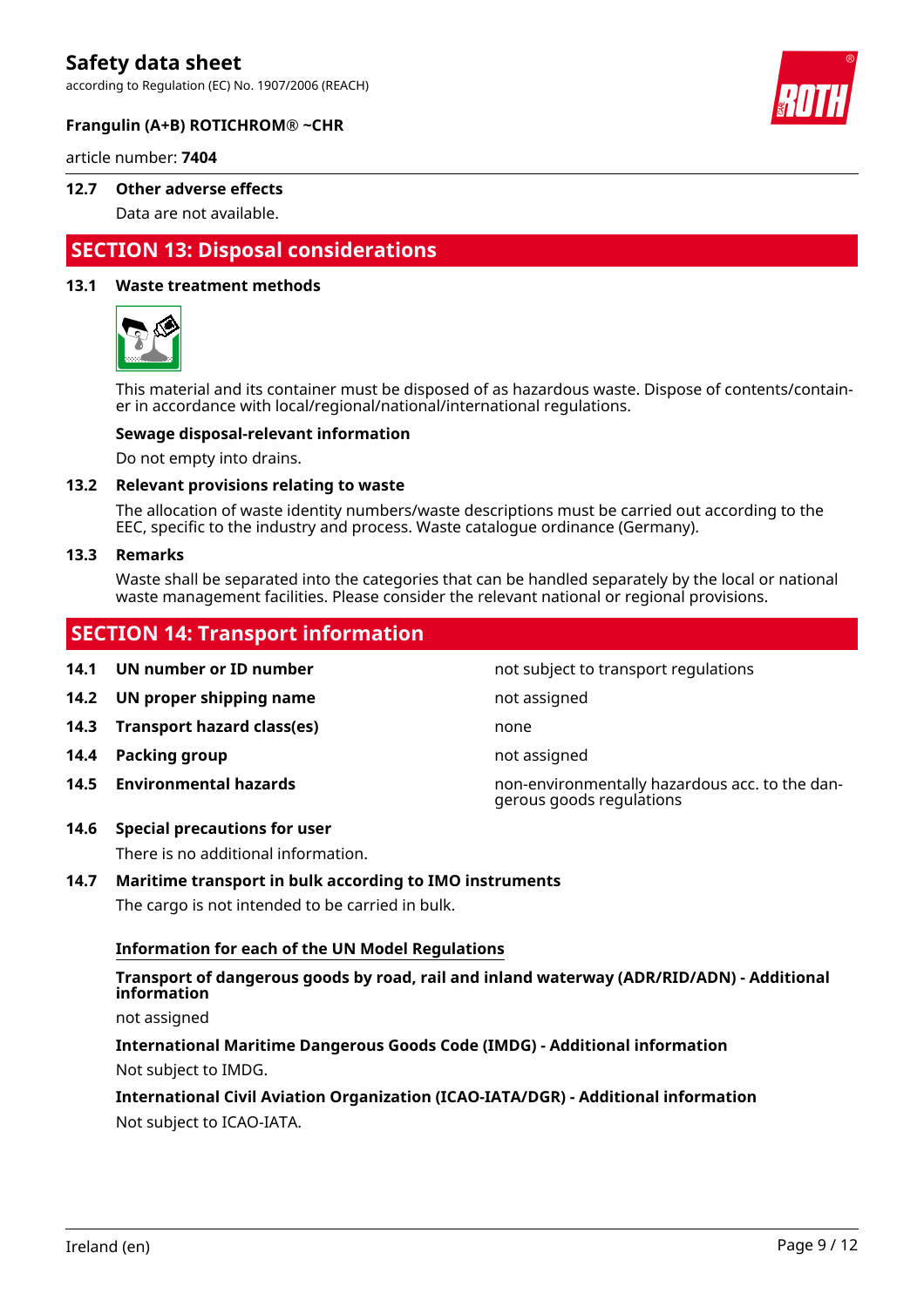### 12.7 Other adverse effects

Data are not available.

## SECTION 13: Disposal considerations

### 13.1 Waste treatment methods

This material and its container must be disposed of as hazardous waste. Dispose of contents/container in accordance with local/regional/national/international regulations.

**Sewage disposal-relevant information**

Do not empty into drains.

### 13.2 Relevant provisions relating to waste

The allocation of waste identity numbers/waste descriptions must be carried out according to the EEC, specific to the industry and process. Waste catalogue ordinance (Germany).

### 13.3 Remarks

Waste shall be separated into the categories that can be handled separately by the local or national waste management facilities. Please consider the relevant national or regional provisions.

## SECTION 14: Transport information

| | | |
|---|---|---|
| **14.1** | **UN number or ID number** | not subject to transport regulations |
| **14.2** | **UN proper shipping name** | not assigned |
| **14.3** | **Transport hazard class(es)** | none |
| **14.4** | **Packing group** | not assigned |
| **14.5** | **Environmental hazards** | non-environmentally hazardous acc. to the dangerous goods regulations |

### 14.6 Special precautions for user

There is no additional information.

### 14.7 Maritime transport in bulk according to IMO instruments

The cargo is not intended to be carried in bulk.

**Information for each of the UN Model Regulations**

**Transport of dangerous goods by road, rail and inland waterway (ADR/RID/ADN) - Additional information**

not assigned

**International Maritime Dangerous Goods Code (IMDG) - Additional information**

Not subject to IMDG.

**International Civil Aviation Organization (ICAO-IATA/DGR) - Additional information**

Not subject to ICAO-IATA.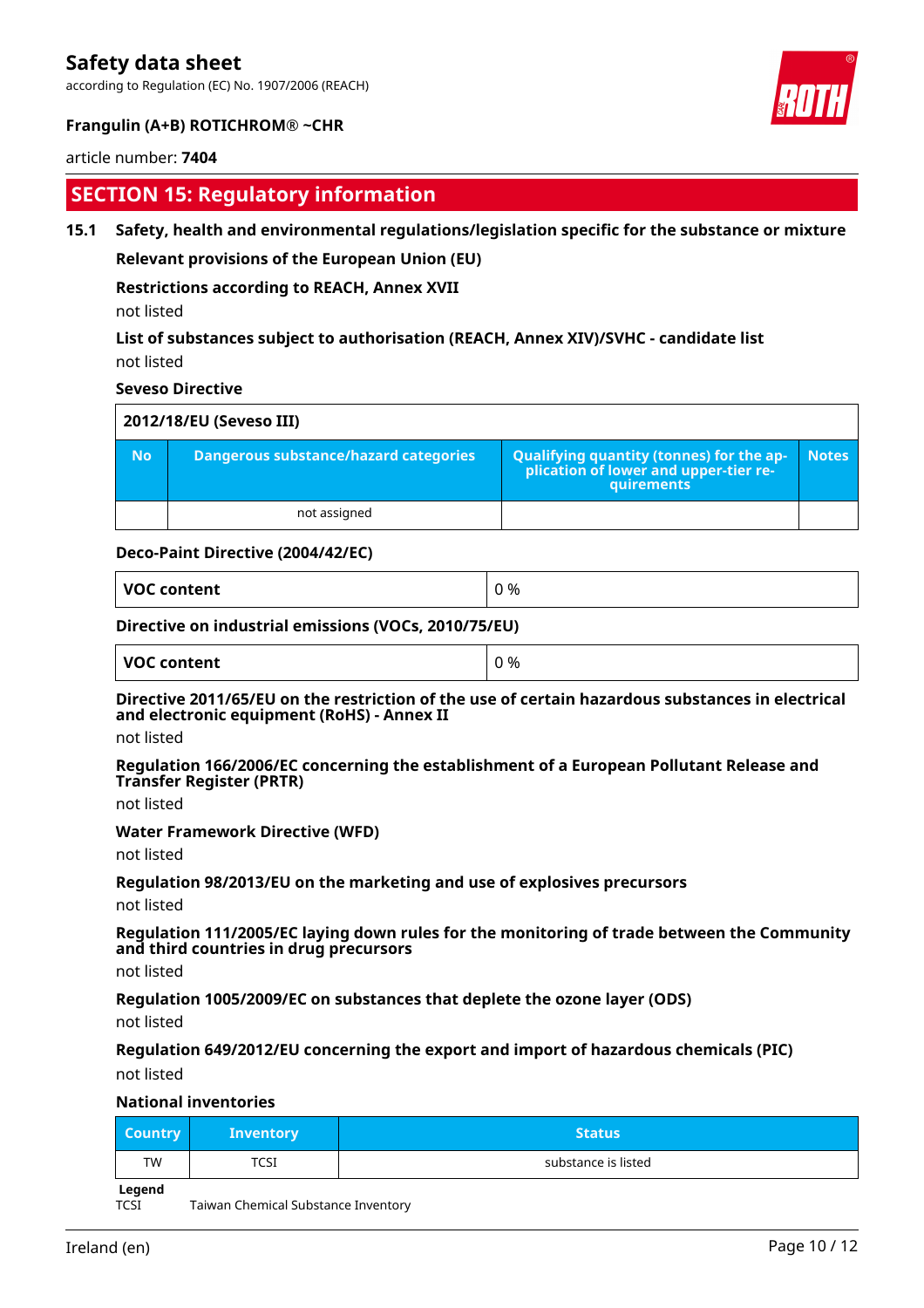## SECTION 15: Regulatory information

### 15.1 Safety, health and environmental regulations/legislation specific for the substance or mixture

**Relevant provisions of the European Union (EU)**

**Restrictions according to REACH, Annex XVII**

not listed

**List of substances subject to authorisation (REACH, Annex XIV)/SVHC - candidate list**

not listed

**Seveso Directive**

| 2012/18/EU (Seveso III) | | | |
|---|---|---|---|
| **No** | **Dangerous substance/hazard categories** | **Qualifying quantity (tonnes) for the application of lower and upper-tier requirements** | **Notes** |
| | not assigned | | |

**Deco-Paint Directive (2004/42/EC)**

| VOC content | 0 % |
|---|---|

**Directive on industrial emissions (VOCs, 2010/75/EU)**

| VOC content | 0 % |
|---|---|

**Directive 2011/65/EU on the restriction of the use of certain hazardous substances in electrical and electronic equipment (RoHS) - Annex II**

not listed

**Regulation 166/2006/EC concerning the establishment of a European Pollutant Release and Transfer Register (PRTR)**

not listed

**Water Framework Directive (WFD)**

not listed

**Regulation 98/2013/EU on the marketing and use of explosives precursors**

not listed

**Regulation 111/2005/EC laying down rules for the monitoring of trade between the Community and third countries in drug precursors**

not listed

**Regulation 1005/2009/EC on substances that deplete the ozone layer (ODS)**

not listed

**Regulation 649/2012/EU concerning the export and import of hazardous chemicals (PIC)**

not listed

**National inventories**

| Country | Inventory | Status |
|---|---|---|
| TW | TCSI | substance is listed |

**Legend**

TCSI Taiwan Chemical Substance Inventory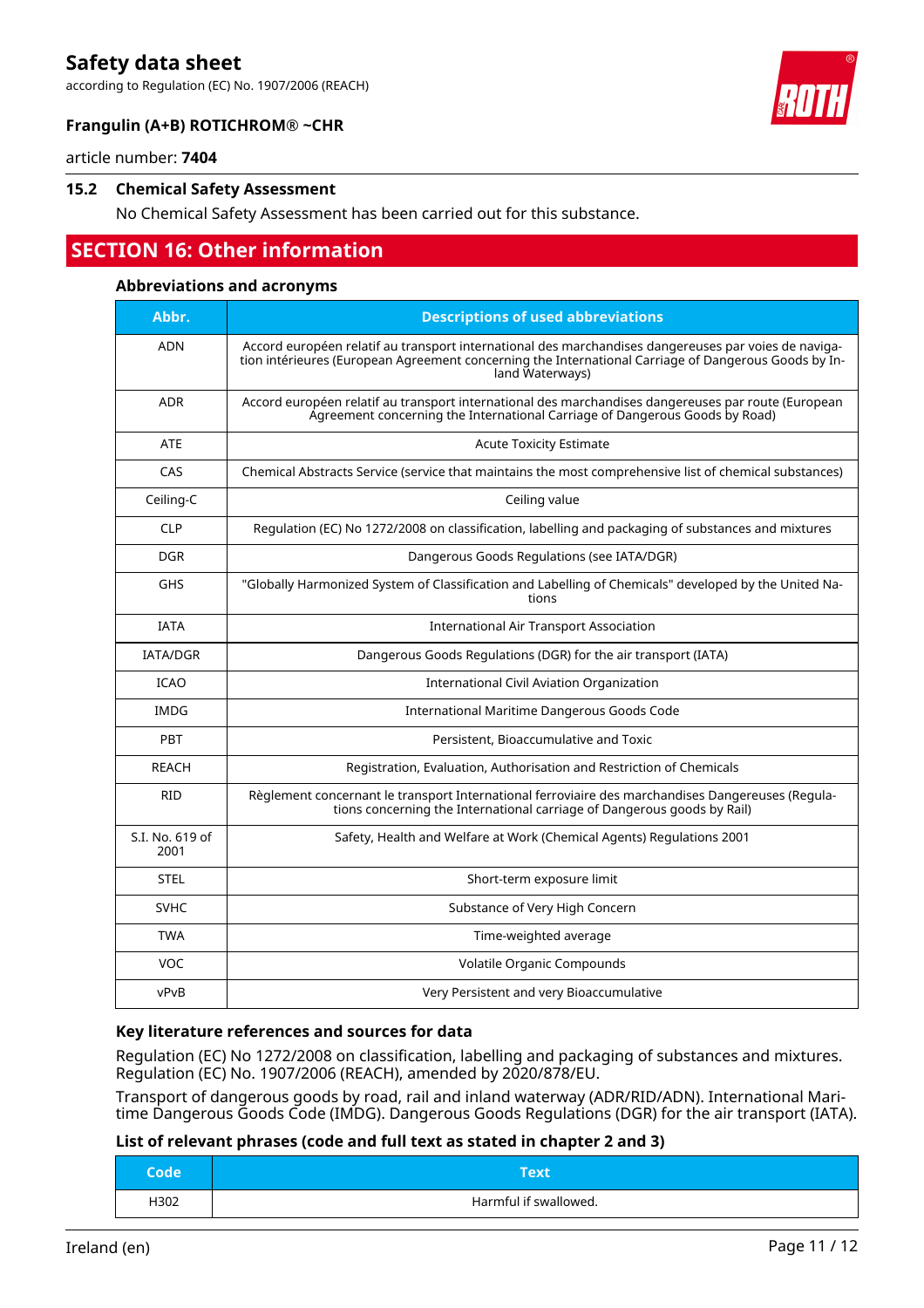### 15.2 Chemical Safety Assessment

No Chemical Safety Assessment has been carried out for this substance.

## SECTION 16: Other information

### Abbreviations and acronyms

| Abbr. | Descriptions of used abbreviations |
|---|---|
| ADN | Accord européen relatif au transport international des marchandises dangereuses par voies de navigation intérieures (European Agreement concerning the International Carriage of Dangerous Goods by Inland Waterways) |
| ADR | Accord européen relatif au transport international des marchandises dangereuses par route (European Agreement concerning the International Carriage of Dangerous Goods by Road) |
| ATE | Acute Toxicity Estimate |
| CAS | Chemical Abstracts Service (service that maintains the most comprehensive list of chemical substances) |
| Ceiling-C | Ceiling value |
| CLP | Regulation (EC) No 1272/2008 on classification, labelling and packaging of substances and mixtures |
| DGR | Dangerous Goods Regulations (see IATA/DGR) |
| GHS | "Globally Harmonized System of Classification and Labelling of Chemicals" developed by the United Nations |
| IATA | International Air Transport Association |
| IATA/DGR | Dangerous Goods Regulations (DGR) for the air transport (IATA) |
| ICAO | International Civil Aviation Organization |
| IMDG | International Maritime Dangerous Goods Code |
| PBT | Persistent, Bioaccumulative and Toxic |
| REACH | Registration, Evaluation, Authorisation and Restriction of Chemicals |
| RID | Règlement concernant le transport International ferroviaire des marchandises Dangereuses (Regulations concerning the International carriage of Dangerous goods by Rail) |
| S.I. No. 619 of 2001 | Safety, Health and Welfare at Work (Chemical Agents) Regulations 2001 |
| STEL | Short-term exposure limit |
| SVHC | Substance of Very High Concern |
| TWA | Time-weighted average |
| VOC | Volatile Organic Compounds |
| vPvB | Very Persistent and very Bioaccumulative |

### Key literature references and sources for data

Regulation (EC) No 1272/2008 on classification, labelling and packaging of substances and mixtures. Regulation (EC) No. 1907/2006 (REACH), amended by 2020/878/EU.

Transport of dangerous goods by road, rail and inland waterway (ADR/RID/ADN). International Maritime Dangerous Goods Code (IMDG). Dangerous Goods Regulations (DGR) for the air transport (IATA).

### List of relevant phrases (code and full text as stated in chapter 2 and 3)

| Code | Text |
|---|---|
| H302 | Harmful if swallowed. |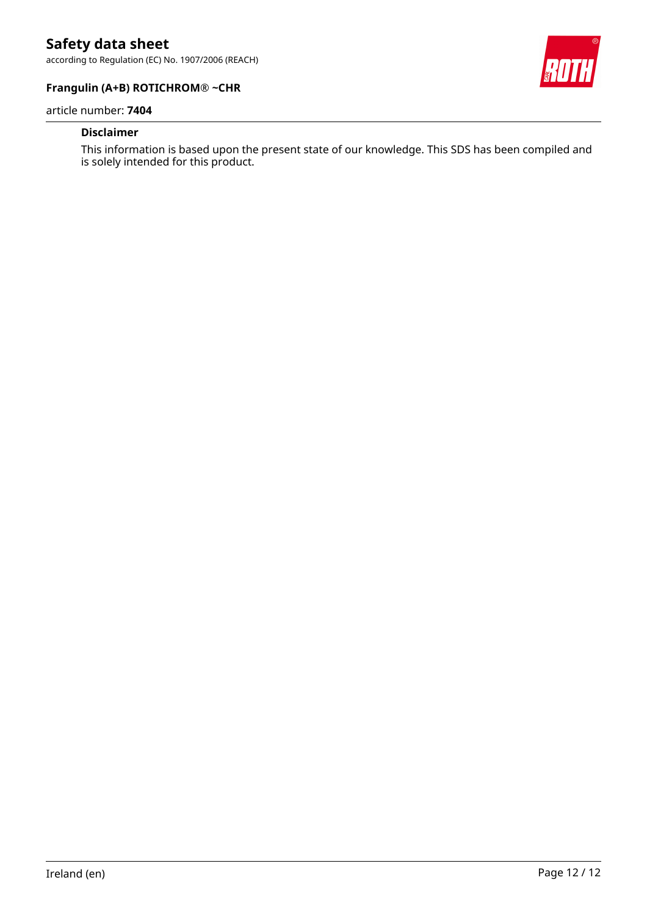### Disclaimer

This information is based upon the present state of our knowledge. This SDS has been compiled and is solely intended for this product.